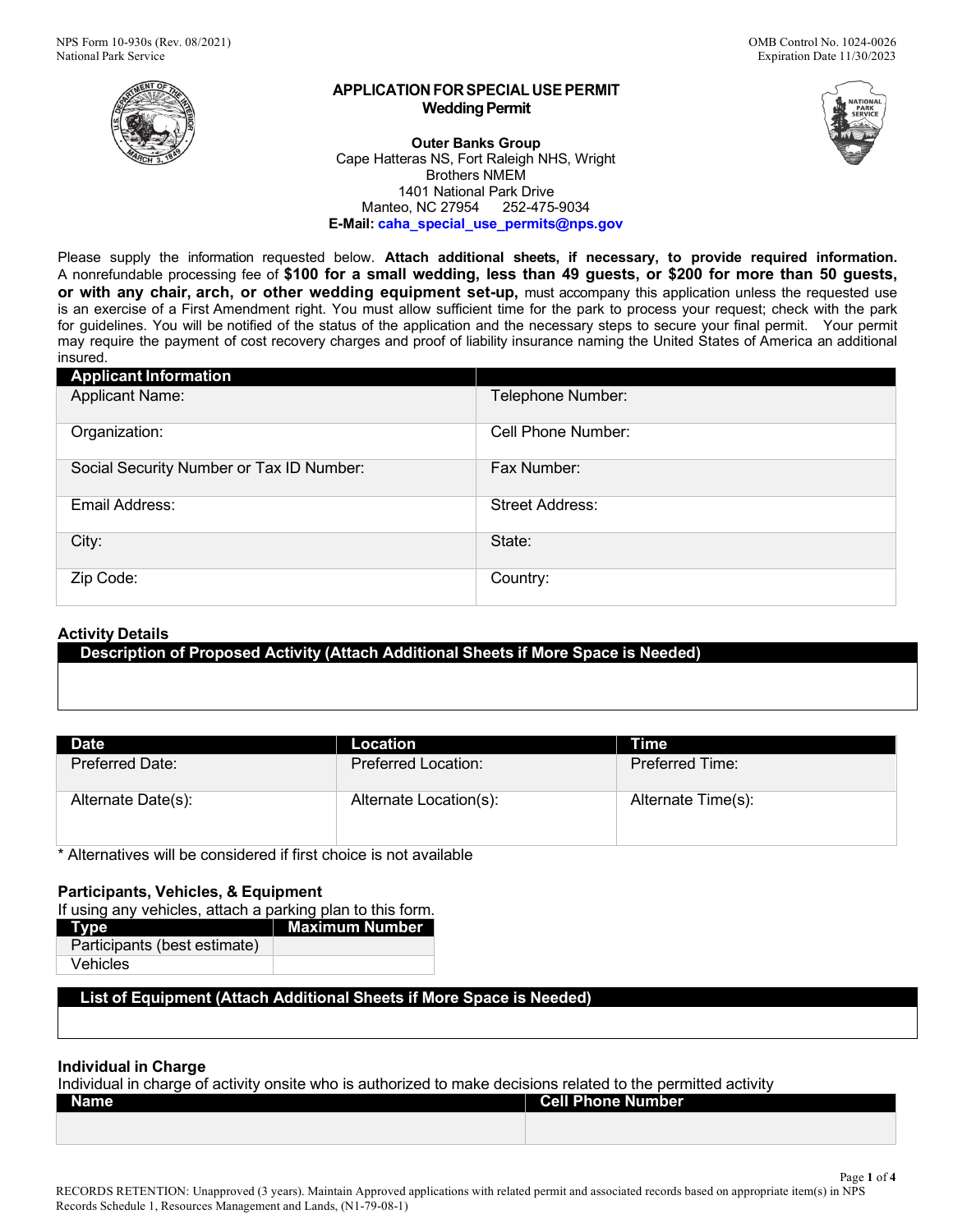NPS Form 10-930s (Rev. 08/2021)
National Park Service

OMB Control No. 1024-0026
Expiration Date 11/30/2023

# APPLICATION FOR SPECIAL USE PERMIT
## Wedding Permit

**Outer Banks Group**
Cape Hatteras NS, Fort Raleigh NHS, Wright Brothers NMEM
1401 National Park Drive
Manteo, NC 27954 252-475-9034
**E-Mail:** caha_special_use_permits@nps.gov

Please supply the information requested below. **Attach additional sheets, if necessary, to provide required information.** A nonrefundable processing fee of **$100 for a small wedding, less than 49 guests, or $200 for more than 50 guests, or with any chair, arch, or other wedding equipment set-up,** must accompany this application unless the requested use is an exercise of a First Amendment right. You must allow sufficient time for the park to process your request; check with the park for guidelines. You will be notified of the status of the application and the necessary steps to secure your final permit. Your permit may require the payment of cost recovery charges and proof of liability insurance naming the United States of America an additional insured.

| Applicant Information | |
|---|---|
| Applicant Name: | Telephone Number: |
| Organization: | Cell Phone Number: |
| Social Security Number or Tax ID Number: | Fax Number: |
| Email Address: | Street Address: |
| City: | State: |
| Zip Code: | Country: |

### Activity Details

| Description of Proposed Activity (Attach Additional Sheets if More Space is Needed) |
|---|
| |

| Date | Location | Time |
|---|---|---|
| Preferred Date: | Preferred Location: | Preferred Time: |
| Alternate Date(s): | Alternate Location(s): | Alternate Time(s): |

\* Alternatives will be considered if first choice is not available

### Participants, Vehicles, & Equipment

If using any vehicles, attach a parking plan to this form.

| Type | Maximum Number |
|---|---|
| Participants (best estimate) | |
| Vehicles | |

| List of Equipment (Attach Additional Sheets if More Space is Needed) |
|---|
| |

### Individual in Charge

Individual in charge of activity onsite who is authorized to make decisions related to the permitted activity

| Name | Cell Phone Number |
|---|---|
| | |

RECORDS RETENTION: Unapproved (3 years). Maintain Approved applications with related permit and associated records based on appropriate item(s) in NPS Records Schedule 1, Resources Management and Lands, (N1-79-08-1)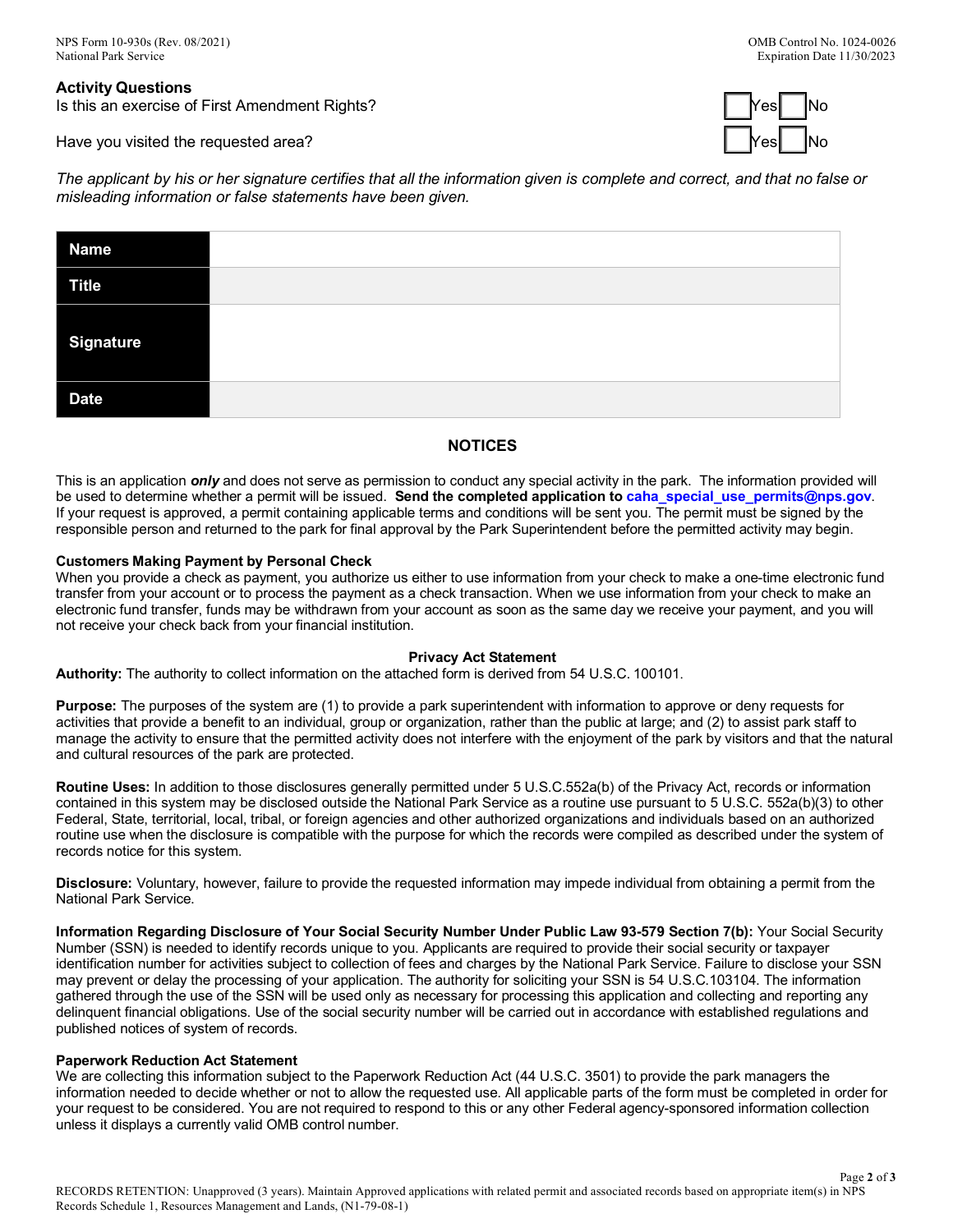### Activity Questions

Is this an exercise of First Amendment Rights? ☐ Yes ☐ No

Have you visited the requested area? ☐ Yes ☐ No

*The applicant by his or her signature certifies that all the information given is complete and correct, and that no false or misleading information or false statements have been given.*

| | |
|---|---|
| **Name** | |
| **Title** | |
| **Signature** | |
| **Date** | |

## NOTICES

This is an application ***only*** and does not serve as permission to conduct any special activity in the park. The information provided will be used to determine whether a permit will be issued. **Send the completed application to caha_special_use_permits@nps.gov**. If your request is approved, a permit containing applicable terms and conditions will be sent you. The permit must be signed by the responsible person and returned to the park for final approval by the Park Superintendent before the permitted activity may begin.

**Customers Making Payment by Personal Check**
When you provide a check as payment, you authorize us either to use information from your check to make a one-time electronic fund transfer from your account or to process the payment as a check transaction. When we use information from your check to make an electronic fund transfer, funds may be withdrawn from your account as soon as the same day we receive your payment, and you will not receive your check back from your financial institution.

**Privacy Act Statement**

**Authority:** The authority to collect information on the attached form is derived from 54 U.S.C. 100101.

**Purpose:** The purposes of the system are (1) to provide a park superintendent with information to approve or deny requests for activities that provide a benefit to an individual, group or organization, rather than the public at large; and (2) to assist park staff to manage the activity to ensure that the permitted activity does not interfere with the enjoyment of the park by visitors and that the natural and cultural resources of the park are protected.

**Routine Uses:** In addition to those disclosures generally permitted under 5 U.S.C.552a(b) of the Privacy Act, records or information contained in this system may be disclosed outside the National Park Service as a routine use pursuant to 5 U.S.C. 552a(b)(3) to other Federal, State, territorial, local, tribal, or foreign agencies and other authorized organizations and individuals based on an authorized routine use when the disclosure is compatible with the purpose for which the records were compiled as described under the system of records notice for this system.

**Disclosure:** Voluntary, however, failure to provide the requested information may impede individual from obtaining a permit from the National Park Service.

**Information Regarding Disclosure of Your Social Security Number Under Public Law 93-579 Section 7(b):** Your Social Security Number (SSN) is needed to identify records unique to you. Applicants are required to provide their social security or taxpayer identification number for activities subject to collection of fees and charges by the National Park Service. Failure to disclose your SSN may prevent or delay the processing of your application. The authority for soliciting your SSN is 54 U.S.C.103104. The information gathered through the use of the SSN will be used only as necessary for processing this application and collecting and reporting any delinquent financial obligations. Use of the social security number will be carried out in accordance with established regulations and published notices of system of records.

**Paperwork Reduction Act Statement**
We are collecting this information subject to the Paperwork Reduction Act (44 U.S.C. 3501) to provide the park managers the information needed to decide whether or not to allow the requested use. All applicable parts of the form must be completed in order for your request to be considered. You are not required to respond to this or any other Federal agency-sponsored information collection unless it displays a currently valid OMB control number.

RECORDS RETENTION: Unapproved (3 years). Maintain Approved applications with related permit and associated records based on appropriate item(s) in NPS Records Schedule 1, Resources Management and Lands, (N1-79-08-1)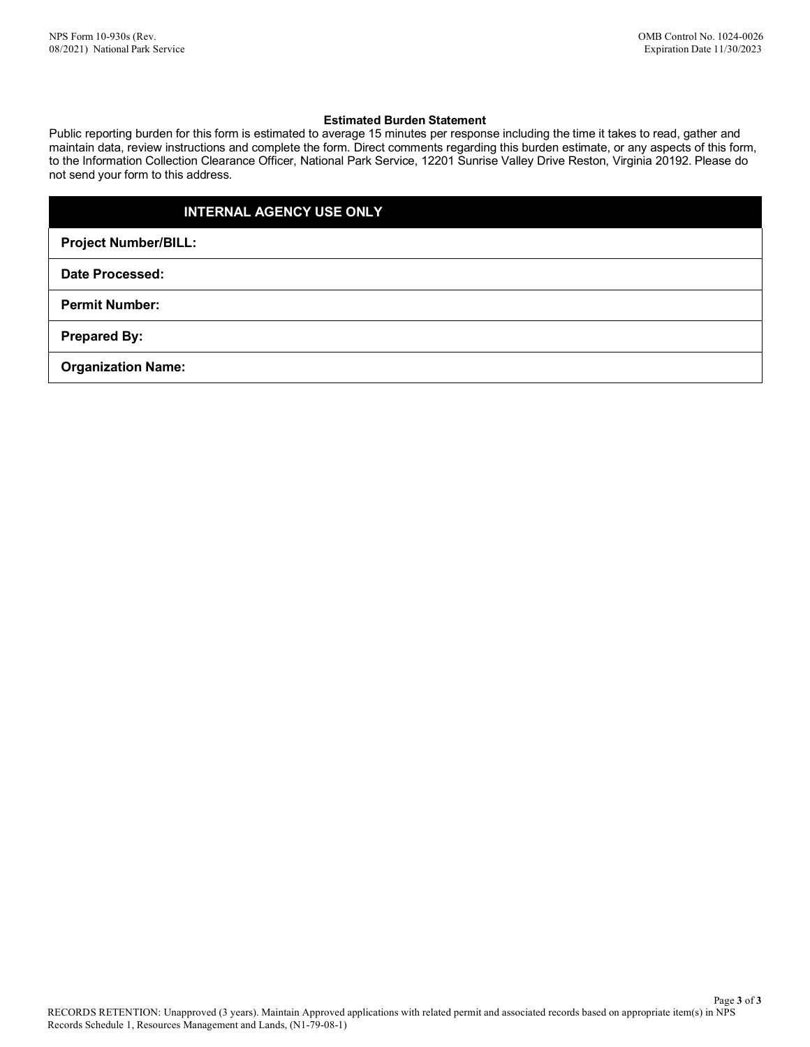**Estimated Burden Statement**

Public reporting burden for this form is estimated to average 15 minutes per response including the time it takes to read, gather and maintain data, review instructions and complete the form. Direct comments regarding this burden estimate, or any aspects of this form, to the Information Collection Clearance Officer, National Park Service, 12201 Sunrise Valley Drive Reston, Virginia 20192. Please do not send your form to this address.

| INTERNAL AGENCY USE ONLY |
|---|
| **Project Number/BILL:** |
| **Date Processed:** |
| **Permit Number:** |
| **Prepared By:** |
| **Organization Name:** |

RECORDS RETENTION: Unapproved (3 years). Maintain Approved applications with related permit and associated records based on appropriate item(s) in NPS Records Schedule 1, Resources Management and Lands, (N1-79-08-1)